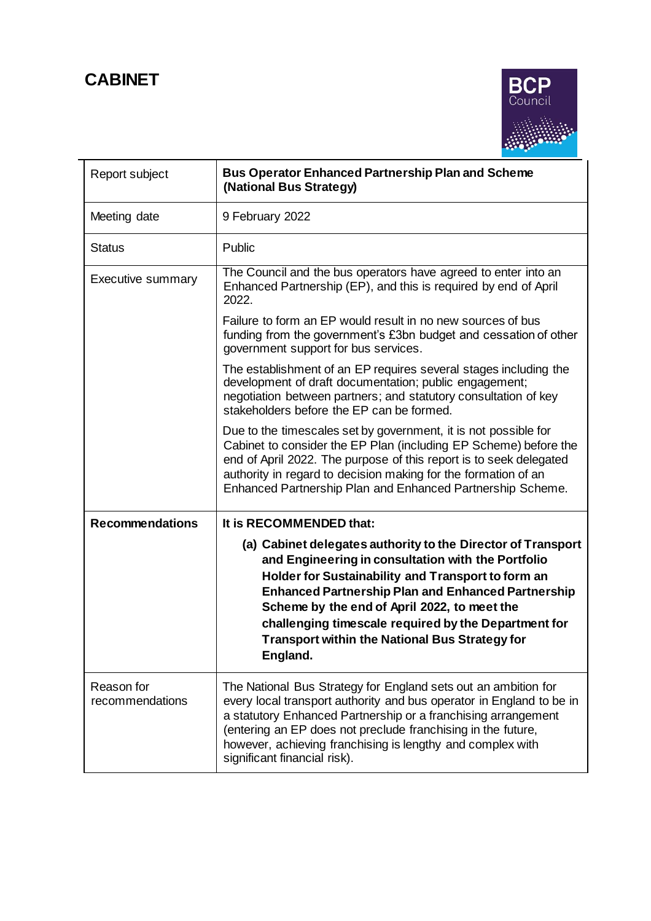# CABINET

| Report subject | **Bus Operator Enhanced Partnership Plan and Scheme (National Bus Strategy)** |
|---|---|
| Meeting date | 9 February 2022 |
| Status | Public |
| Executive summary | The Council and the bus operators have agreed to enter into an Enhanced Partnership (EP), and this is required by end of April 2022.<br><br>Failure to form an EP would result in no new sources of bus funding from the government's £3bn budget and cessation of other government support for bus services.<br><br>The establishment of an EP requires several stages including the development of draft documentation; public engagement; negotiation between partners; and statutory consultation of key stakeholders before the EP can be formed.<br><br>Due to the timescales set by government, it is not possible for Cabinet to consider the EP Plan (including EP Scheme) before the end of April 2022. The purpose of this report is to seek delegated authority in regard to decision making for the formation of an Enhanced Partnership Plan and Enhanced Partnership Scheme. |
| **Recommendations** | **It is RECOMMENDED that:**<br><br>**(a) Cabinet delegates authority to the Director of Transport and Engineering in consultation with the Portfolio Holder for Sustainability and Transport to form an Enhanced Partnership Plan and Enhanced Partnership Scheme by the end of April 2022, to meet the challenging timescale required by the Department for Transport within the National Bus Strategy for England.** |
| Reason for recommendations | The National Bus Strategy for England sets out an ambition for every local transport authority and bus operator in England to be in a statutory Enhanced Partnership or a franchising arrangement (entering an EP does not preclude franchising in the future, however, achieving franchising is lengthy and complex with significant financial risk). |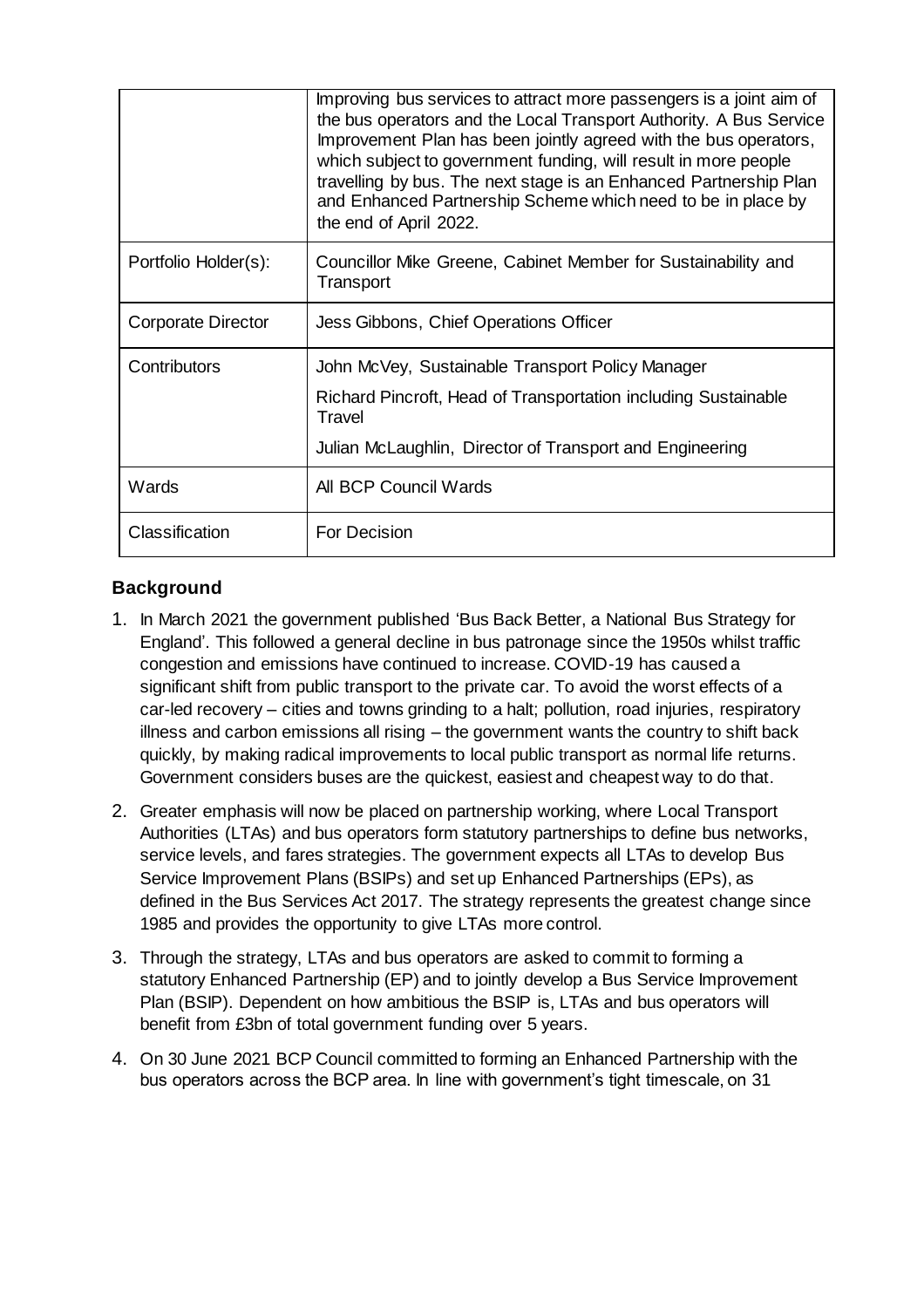| | |
|---|---|
| | Improving bus services to attract more passengers is a joint aim of the bus operators and the Local Transport Authority. A Bus Service Improvement Plan has been jointly agreed with the bus operators, which subject to government funding, will result in more people travelling by bus. The next stage is an Enhanced Partnership Plan and Enhanced Partnership Scheme which need to be in place by the end of April 2022. |
| Portfolio Holder(s): | Councillor Mike Greene, Cabinet Member for Sustainability and Transport |
| Corporate Director | Jess Gibbons, Chief Operations Officer |
| Contributors | John McVey, Sustainable Transport Policy Manager<br>Richard Pincroft, Head of Transportation including Sustainable Travel<br>Julian McLaughlin, Director of Transport and Engineering |
| Wards | All BCP Council Wards |
| Classification | For Decision |

## Background

1. In March 2021 the government published 'Bus Back Better, a National Bus Strategy for England'. This followed a general decline in bus patronage since the 1950s whilst traffic congestion and emissions have continued to increase. COVID-19 has caused a significant shift from public transport to the private car. To avoid the worst effects of a car-led recovery – cities and towns grinding to a halt; pollution, road injuries, respiratory illness and carbon emissions all rising – the government wants the country to shift back quickly, by making radical improvements to local public transport as normal life returns. Government considers buses are the quickest, easiest and cheapest way to do that.

2. Greater emphasis will now be placed on partnership working, where Local Transport Authorities (LTAs) and bus operators form statutory partnerships to define bus networks, service levels, and fares strategies. The government expects all LTAs to develop Bus Service Improvement Plans (BSIPs) and set up Enhanced Partnerships (EPs), as defined in the Bus Services Act 2017. The strategy represents the greatest change since 1985 and provides the opportunity to give LTAs more control.

3. Through the strategy, LTAs and bus operators are asked to commit to forming a statutory Enhanced Partnership (EP) and to jointly develop a Bus Service Improvement Plan (BSIP). Dependent on how ambitious the BSIP is, LTAs and bus operators will benefit from £3bn of total government funding over 5 years.

4. On 30 June 2021 BCP Council committed to forming an Enhanced Partnership with the bus operators across the BCP area. In line with government's tight timescale, on 31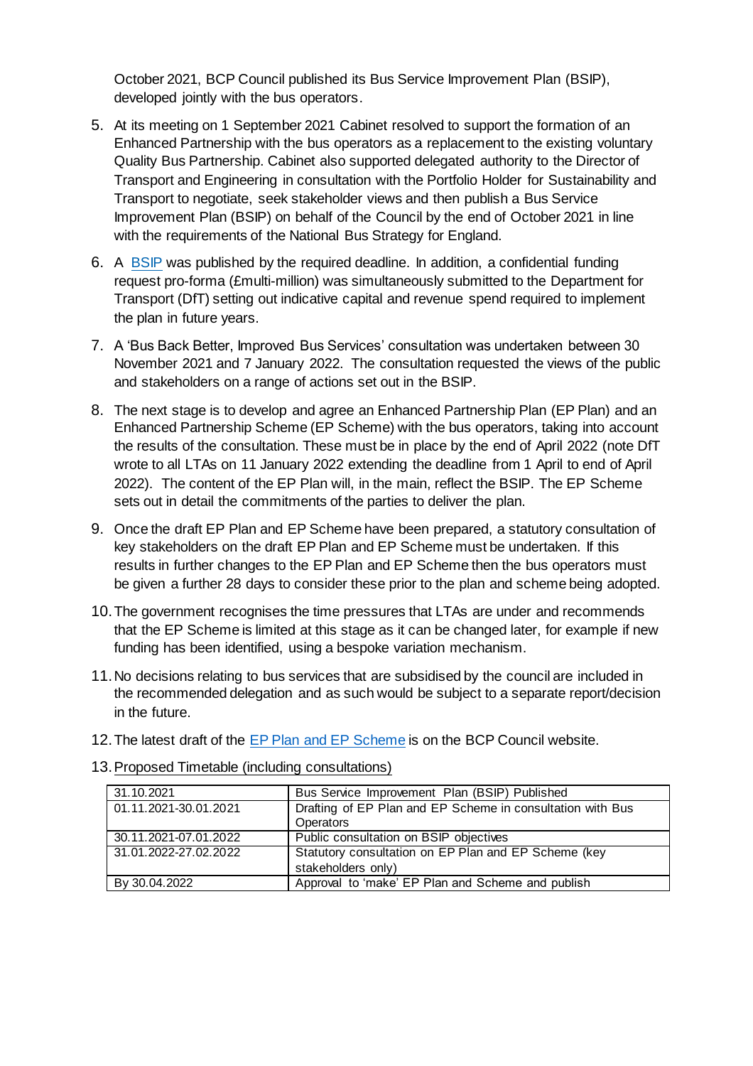October 2021, BCP Council published its Bus Service Improvement Plan (BSIP), developed jointly with the bus operators.

5. At its meeting on 1 September 2021 Cabinet resolved to support the formation of an Enhanced Partnership with the bus operators as a replacement to the existing voluntary Quality Bus Partnership. Cabinet also supported delegated authority to the Director of Transport and Engineering in consultation with the Portfolio Holder for Sustainability and Transport to negotiate, seek stakeholder views and then publish a Bus Service Improvement Plan (BSIP) on behalf of the Council by the end of October 2021 in line with the requirements of the National Bus Strategy for England.

6. A BSIP was published by the required deadline. In addition, a confidential funding request pro-forma (£multi-million) was simultaneously submitted to the Department for Transport (DfT) setting out indicative capital and revenue spend required to implement the plan in future years.

7. A 'Bus Back Better, Improved Bus Services' consultation was undertaken between 30 November 2021 and 7 January 2022. The consultation requested the views of the public and stakeholders on a range of actions set out in the BSIP.

8. The next stage is to develop and agree an Enhanced Partnership Plan (EP Plan) and an Enhanced Partnership Scheme (EP Scheme) with the bus operators, taking into account the results of the consultation. These must be in place by the end of April 2022 (note DfT wrote to all LTAs on 11 January 2022 extending the deadline from 1 April to end of April 2022). The content of the EP Plan will, in the main, reflect the BSIP. The EP Scheme sets out in detail the commitments of the parties to deliver the plan.

9. Once the draft EP Plan and EP Scheme have been prepared, a statutory consultation of key stakeholders on the draft EP Plan and EP Scheme must be undertaken. If this results in further changes to the EP Plan and EP Scheme then the bus operators must be given a further 28 days to consider these prior to the plan and scheme being adopted.

10. The government recognises the time pressures that LTAs are under and recommends that the EP Scheme is limited at this stage as it can be changed later, for example if new funding has been identified, using a bespoke variation mechanism.

11. No decisions relating to bus services that are subsidised by the council are included in the recommended delegation and as such would be subject to a separate report/decision in the future.

12. The latest draft of the EP Plan and EP Scheme is on the BCP Council website.

13. Proposed Timetable (including consultations)

| | |
|---|---|
| 31.10.2021 | Bus Service Improvement Plan (BSIP) Published |
| 01.11.2021-30.01.2021 | Drafting of EP Plan and EP Scheme in consultation with Bus Operators |
| 30.11.2021-07.01.2022 | Public consultation on BSIP objectives |
| 31.01.2022-27.02.2022 | Statutory consultation on EP Plan and EP Scheme (key stakeholders only) |
| By 30.04.2022 | Approval to 'make' EP Plan and Scheme and publish |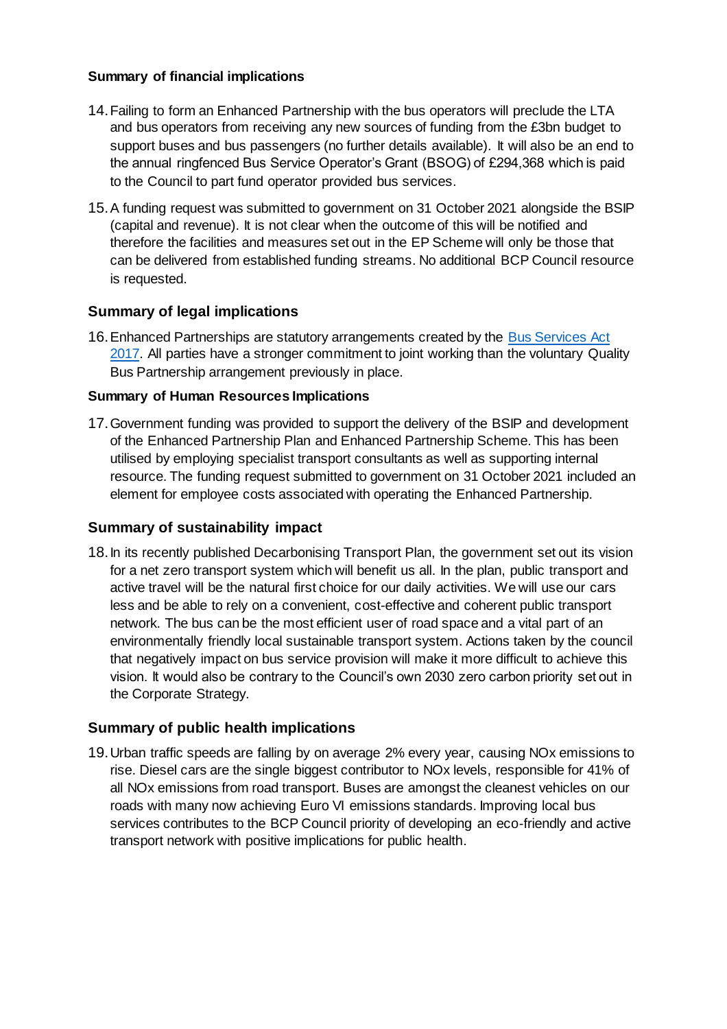**Summary of financial implications**

14. Failing to form an Enhanced Partnership with the bus operators will preclude the LTA and bus operators from receiving any new sources of funding from the £3bn budget to support buses and bus passengers (no further details available). It will also be an end to the annual ringfenced Bus Service Operator's Grant (BSOG) of £294,368 which is paid to the Council to part fund operator provided bus services.

15. A funding request was submitted to government on 31 October 2021 alongside the BSIP (capital and revenue). It is not clear when the outcome of this will be notified and therefore the facilities and measures set out in the EP Scheme will only be those that can be delivered from established funding streams. No additional BCP Council resource is requested.

## Summary of legal implications

16. Enhanced Partnerships are statutory arrangements created by the Bus Services Act 2017. All parties have a stronger commitment to joint working than the voluntary Quality Bus Partnership arrangement previously in place.

**Summary of Human Resources Implications**

17. Government funding was provided to support the delivery of the BSIP and development of the Enhanced Partnership Plan and Enhanced Partnership Scheme. This has been utilised by employing specialist transport consultants as well as supporting internal resource. The funding request submitted to government on 31 October 2021 included an element for employee costs associated with operating the Enhanced Partnership.

## Summary of sustainability impact

18. In its recently published Decarbonising Transport Plan, the government set out its vision for a net zero transport system which will benefit us all. In the plan, public transport and active travel will be the natural first choice for our daily activities. We will use our cars less and be able to rely on a convenient, cost-effective and coherent public transport network. The bus can be the most efficient user of road space and a vital part of an environmentally friendly local sustainable transport system. Actions taken by the council that negatively impact on bus service provision will make it more difficult to achieve this vision. It would also be contrary to the Council's own 2030 zero carbon priority set out in the Corporate Strategy.

## Summary of public health implications

19. Urban traffic speeds are falling by on average 2% every year, causing NOx emissions to rise. Diesel cars are the single biggest contributor to NOx levels, responsible for 41% of all NOx emissions from road transport. Buses are amongst the cleanest vehicles on our roads with many now achieving Euro VI emissions standards. Improving local bus services contributes to the BCP Council priority of developing an eco-friendly and active transport network with positive implications for public health.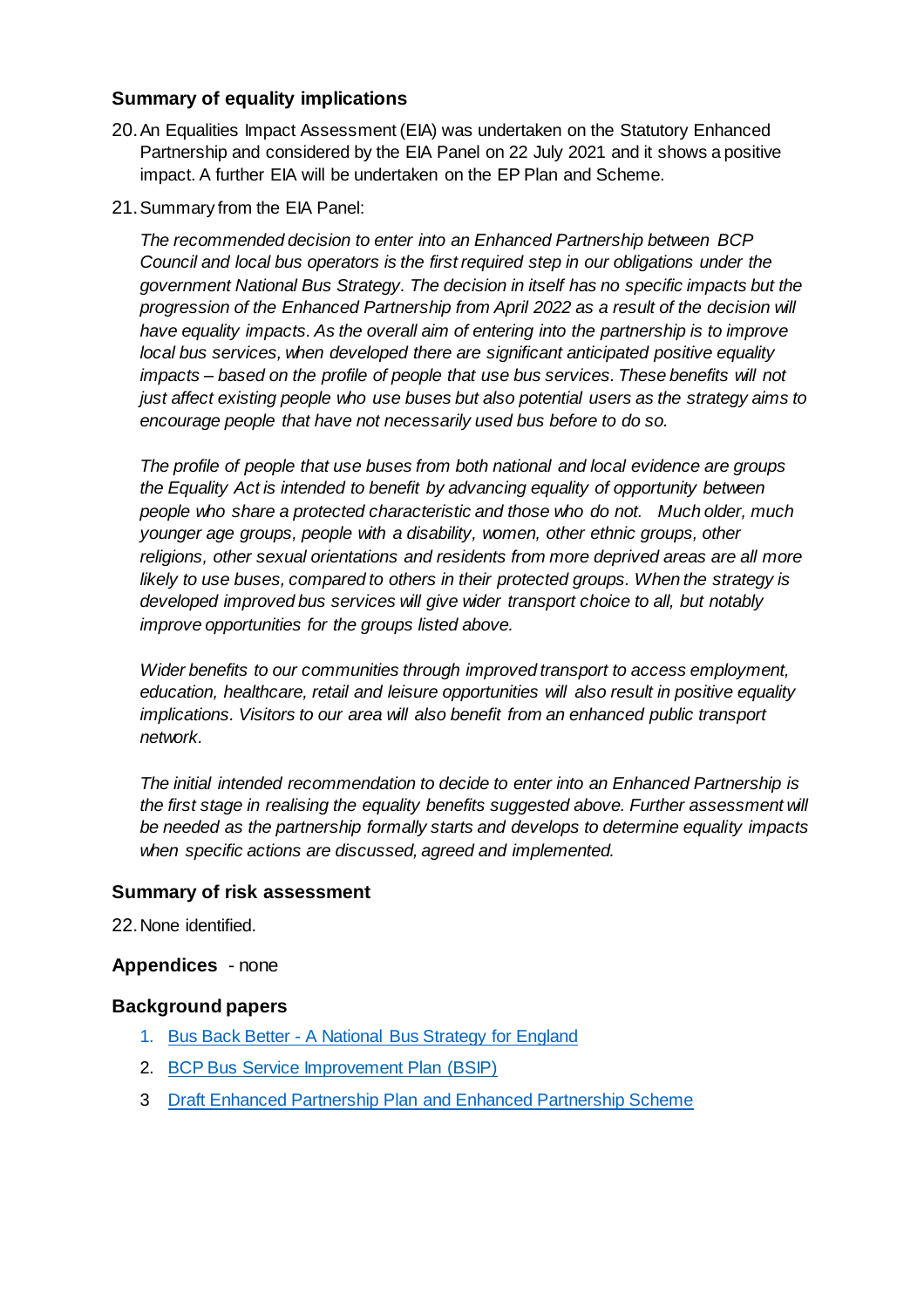## Summary of equality implications

20. An Equalities Impact Assessment (EIA) was undertaken on the Statutory Enhanced Partnership and considered by the EIA Panel on 22 July 2021 and it shows a positive impact. A further EIA will be undertaken on the EP Plan and Scheme.

21. Summary from the EIA Panel:

    *The recommended decision to enter into an Enhanced Partnership between BCP Council and local bus operators is the first required step in our obligations under the government National Bus Strategy. The decision in itself has no specific impacts but the progression of the Enhanced Partnership from April 2022 as a result of the decision will have equality impacts. As the overall aim of entering into the partnership is to improve local bus services, when developed there are significant anticipated positive equality impacts – based on the profile of people that use bus services. These benefits will not just affect existing people who use buses but also potential users as the strategy aims to encourage people that have not necessarily used bus before to do so.*

    *The profile of people that use buses from both national and local evidence are groups the Equality Act is intended to benefit by advancing equality of opportunity between people who share a protected characteristic and those who do not. Much older, much younger age groups, people with a disability, women, other ethnic groups, other religions, other sexual orientations and residents from more deprived areas are all more likely to use buses, compared to others in their protected groups. When the strategy is developed improved bus services will give wider transport choice to all, but notably improve opportunities for the groups listed above.*

    *Wider benefits to our communities through improved transport to access employment, education, healthcare, retail and leisure opportunities will also result in positive equality implications. Visitors to our area will also benefit from an enhanced public transport network.*

    *The initial intended recommendation to decide to enter into an Enhanced Partnership is the first stage in realising the equality benefits suggested above. Further assessment will be needed as the partnership formally starts and develops to determine equality impacts when specific actions are discussed, agreed and implemented.*

## Summary of risk assessment

22. None identified.

**Appendices** - none

## Background papers

1. Bus Back Better - A National Bus Strategy for England
2. BCP Bus Service Improvement Plan (BSIP)
3. Draft Enhanced Partnership Plan and Enhanced Partnership Scheme